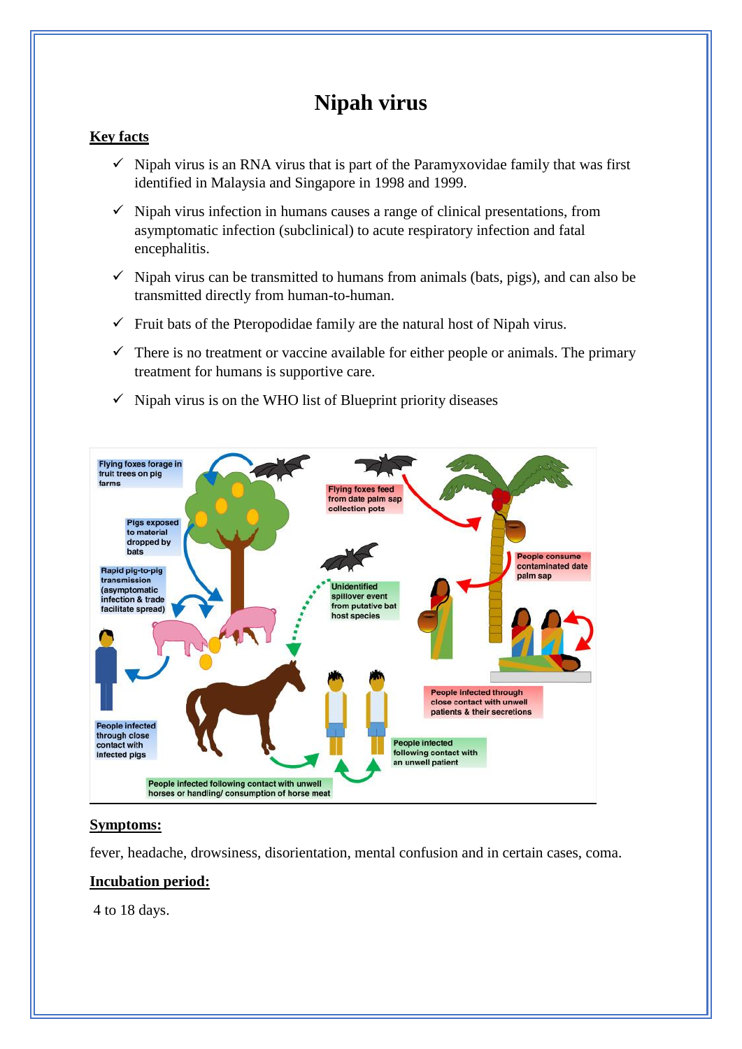# Nipah virus

## Key facts

- ✓ Nipah virus is an RNA virus that is part of the Paramyxovidae family that was first identified in Malaysia and Singapore in 1998 and 1999.
- ✓ Nipah virus infection in humans causes a range of clinical presentations, from asymptomatic infection (subclinical) to acute respiratory infection and fatal encephalitis.
- ✓ Nipah virus can be transmitted to humans from animals (bats, pigs), and can also be transmitted directly from human-to-human.
- ✓ Fruit bats of the Pteropodidae family are the natural host of Nipah virus.
- ✓ There is no treatment or vaccine available for either people or animals. The primary treatment for humans is supportive care.
- ✓ Nipah virus is on the WHO list of Blueprint priority diseases

## Symptoms:

fever, headache, drowsiness, disorientation, mental confusion and in certain cases, coma.

## Incubation period:

4 to 18 days.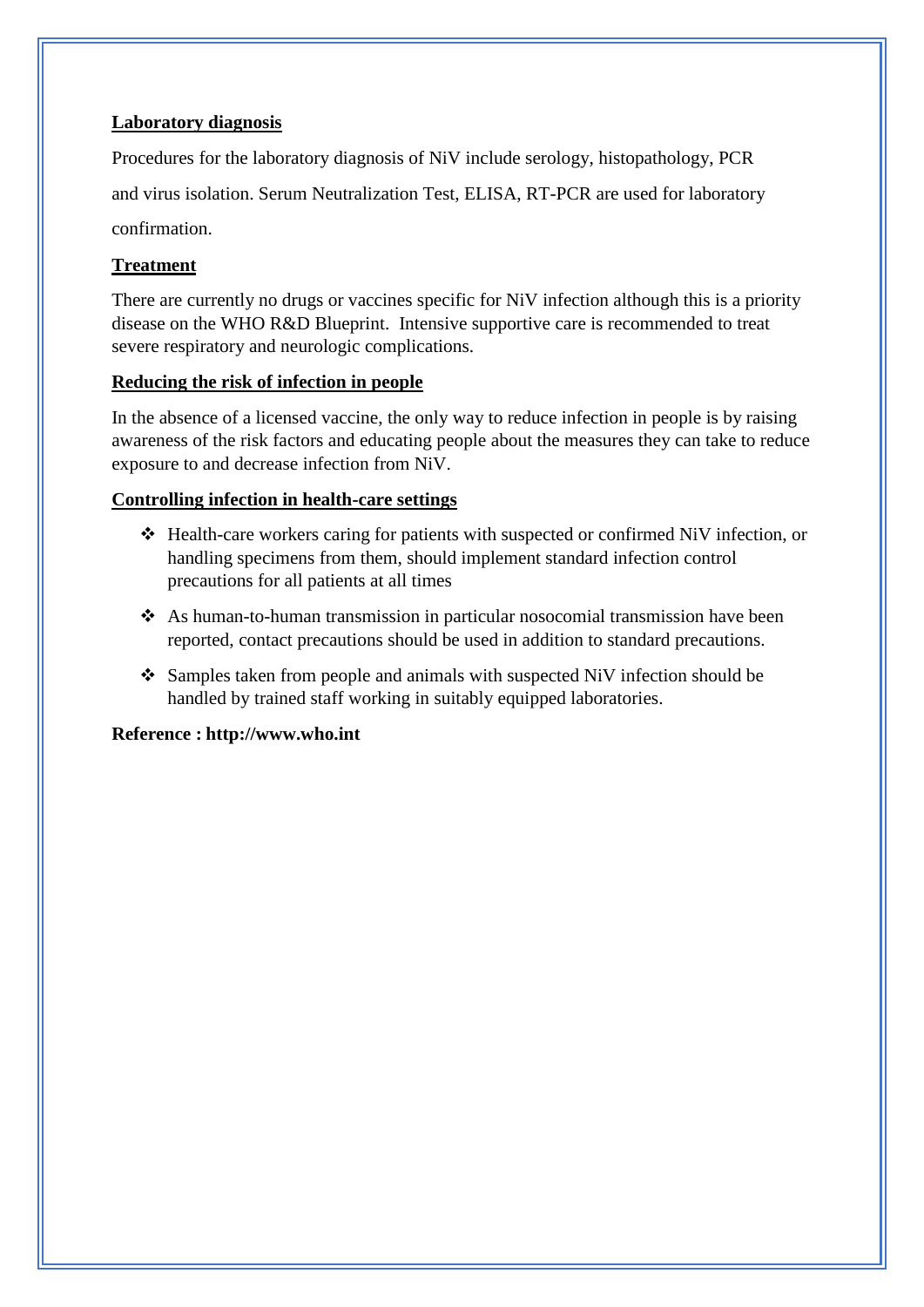**Laboratory diagnosis**

Procedures for the laboratory diagnosis of NiV include serology, histopathology, PCR and virus isolation. Serum Neutralization Test, ELISA, RT-PCR are used for laboratory confirmation.

**Treatment**

There are currently no drugs or vaccines specific for NiV infection although this is a priority disease on the WHO R&D Blueprint. Intensive supportive care is recommended to treat severe respiratory and neurologic complications.

**Reducing the risk of infection in people**

In the absence of a licensed vaccine, the only way to reduce infection in people is by raising awareness of the risk factors and educating people about the measures they can take to reduce exposure to and decrease infection from NiV.

**Controlling infection in health-care settings**

- Health-care workers caring for patients with suspected or confirmed NiV infection, or handling specimens from them, should implement standard infection control precautions for all patients at all times
- As human-to-human transmission in particular nosocomial transmission have been reported, contact precautions should be used in addition to standard precautions.
- Samples taken from people and animals with suspected NiV infection should be handled by trained staff working in suitably equipped laboratories.

**Reference : http://www.who.int**